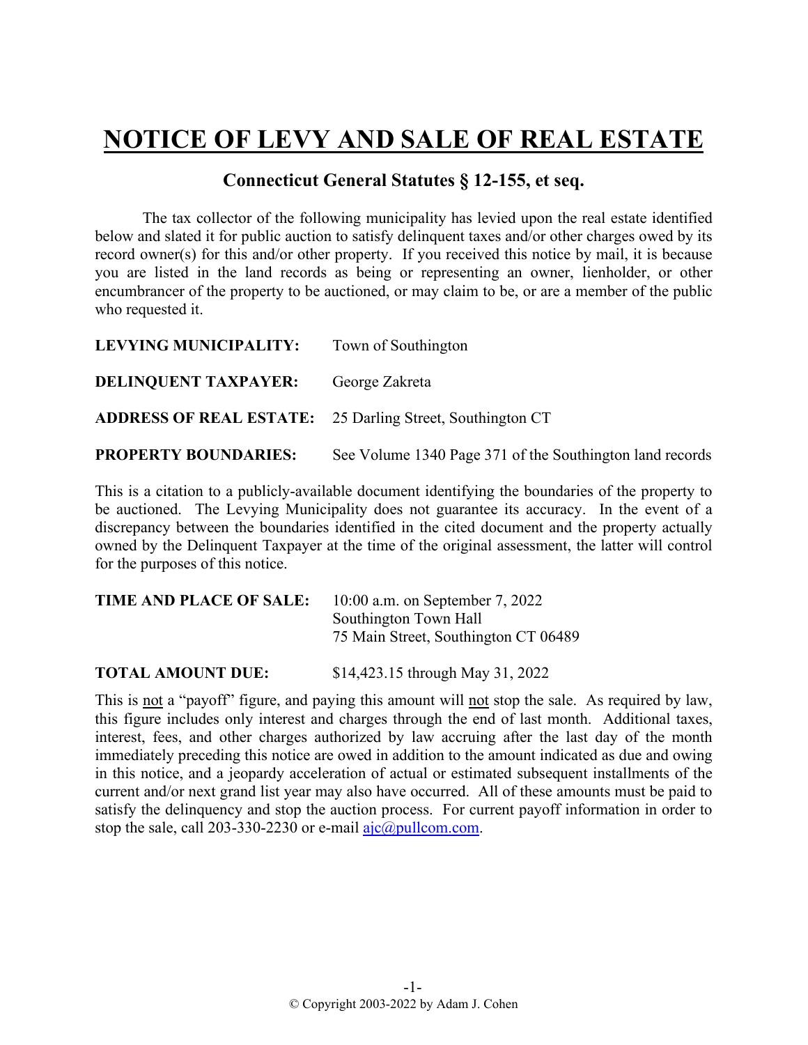# NOTICE OF LEVY AND SALE OF REAL ESTATE

## Connecticut General Statutes § 12-155, et seq.

The tax collector of the following municipality has levied upon the real estate identified below and slated it for public auction to satisfy delinquent taxes and/or other charges owed by its record owner(s) for this and/or other property. If you received this notice by mail, it is because you are listed in the land records as being or representing an owner, lienholder, or other encumbrancer of the property to be auctioned, or may claim to be, or are a member of the public who requested it.

**LEVYING MUNICIPALITY:** Town of Southington

**DELINQUENT TAXPAYER:** George Zakreta

**ADDRESS OF REAL ESTATE:** 25 Darling Street, Southington CT

**PROPERTY BOUNDARIES:** See Volume 1340 Page 371 of the Southington land records

This is a citation to a publicly-available document identifying the boundaries of the property to be auctioned. The Levying Municipality does not guarantee its accuracy. In the event of a discrepancy between the boundaries identified in the cited document and the property actually owned by the Delinquent Taxpayer at the time of the original assessment, the latter will control for the purposes of this notice.

**TIME AND PLACE OF SALE:** 10:00 a.m. on September 7, 2022
Southington Town Hall
75 Main Street, Southington CT 06489

**TOTAL AMOUNT DUE:** $14,423.15 through May 31, 2022

This is not a "payoff" figure, and paying this amount will not stop the sale. As required by law, this figure includes only interest and charges through the end of last month. Additional taxes, interest, fees, and other charges authorized by law accruing after the last day of the month immediately preceding this notice are owed in addition to the amount indicated as due and owing in this notice, and a jeopardy acceleration of actual or estimated subsequent installments of the current and/or next grand list year may also have occurred. All of these amounts must be paid to satisfy the delinquency and stop the auction process. For current payoff information in order to stop the sale, call 203-330-2230 or e-mail ajc@pullcom.com.

© Copyright 2003-2022 by Adam J. Cohen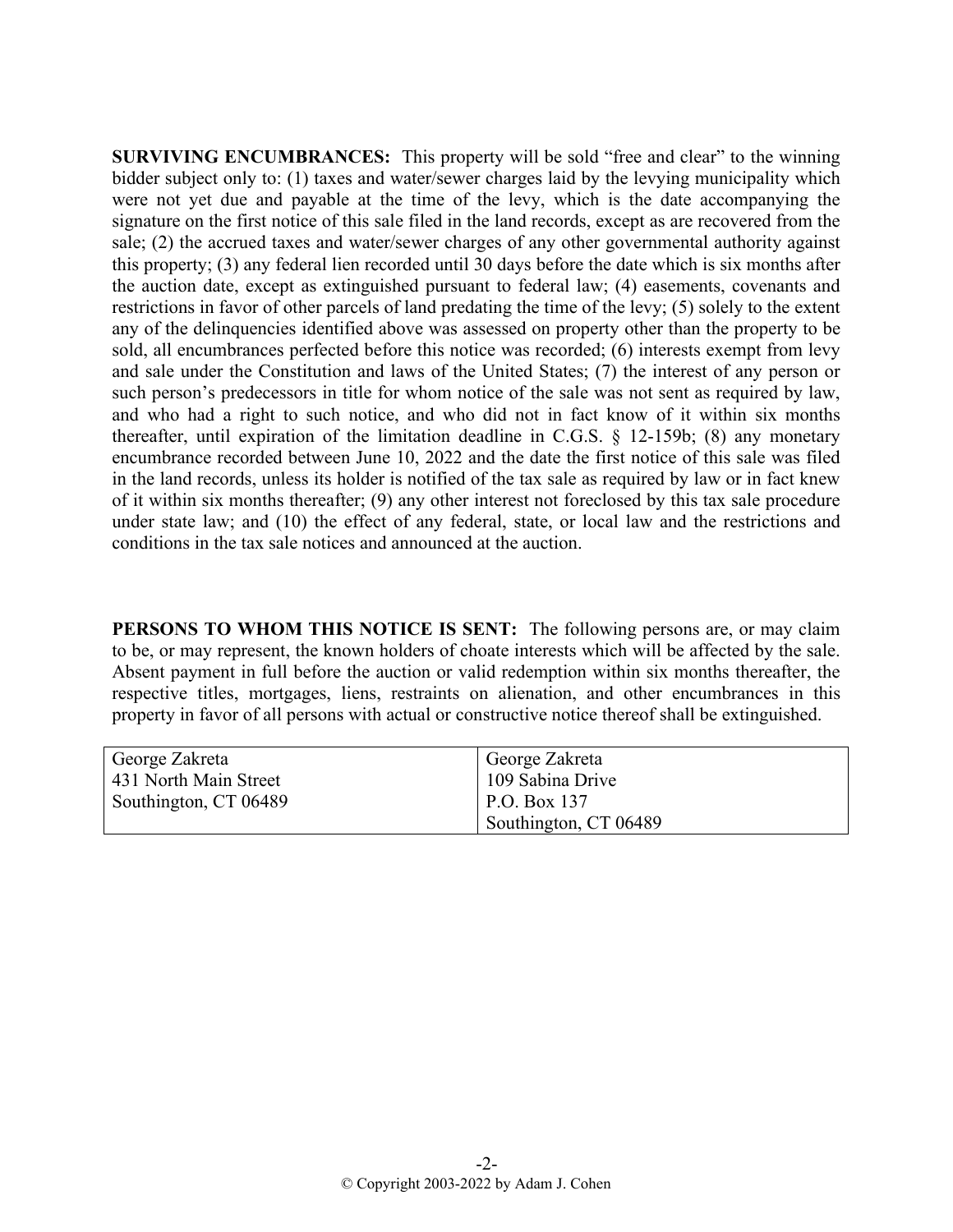**SURVIVING ENCUMBRANCES:** This property will be sold "free and clear" to the winning bidder subject only to: (1) taxes and water/sewer charges laid by the levying municipality which were not yet due and payable at the time of the levy, which is the date accompanying the signature on the first notice of this sale filed in the land records, except as are recovered from the sale; (2) the accrued taxes and water/sewer charges of any other governmental authority against this property; (3) any federal lien recorded until 30 days before the date which is six months after the auction date, except as extinguished pursuant to federal law; (4) easements, covenants and restrictions in favor of other parcels of land predating the time of the levy; (5) solely to the extent any of the delinquencies identified above was assessed on property other than the property to be sold, all encumbrances perfected before this notice was recorded; (6) interests exempt from levy and sale under the Constitution and laws of the United States; (7) the interest of any person or such person's predecessors in title for whom notice of the sale was not sent as required by law, and who had a right to such notice, and who did not in fact know of it within six months thereafter, until expiration of the limitation deadline in C.G.S. § 12-159b; (8) any monetary encumbrance recorded between June 10, 2022 and the date the first notice of this sale was filed in the land records, unless its holder is notified of the tax sale as required by law or in fact knew of it within six months thereafter; (9) any other interest not foreclosed by this tax sale procedure under state law; and (10) the effect of any federal, state, or local law and the restrictions and conditions in the tax sale notices and announced at the auction.

**PERSONS TO WHOM THIS NOTICE IS SENT:** The following persons are, or may claim to be, or may represent, the known holders of choate interests which will be affected by the sale. Absent payment in full before the auction or valid redemption within six months thereafter, the respective titles, mortgages, liens, restraints on alienation, and other encumbrances in this property in favor of all persons with actual or constructive notice thereof shall be extinguished.

| | |
|---|---|
| George Zakreta<br>431 North Main Street<br>Southington, CT 06489 | George Zakreta<br>109 Sabina Drive<br>P.O. Box 137<br>Southington, CT 06489 |

© Copyright 2003-2022 by Adam J. Cohen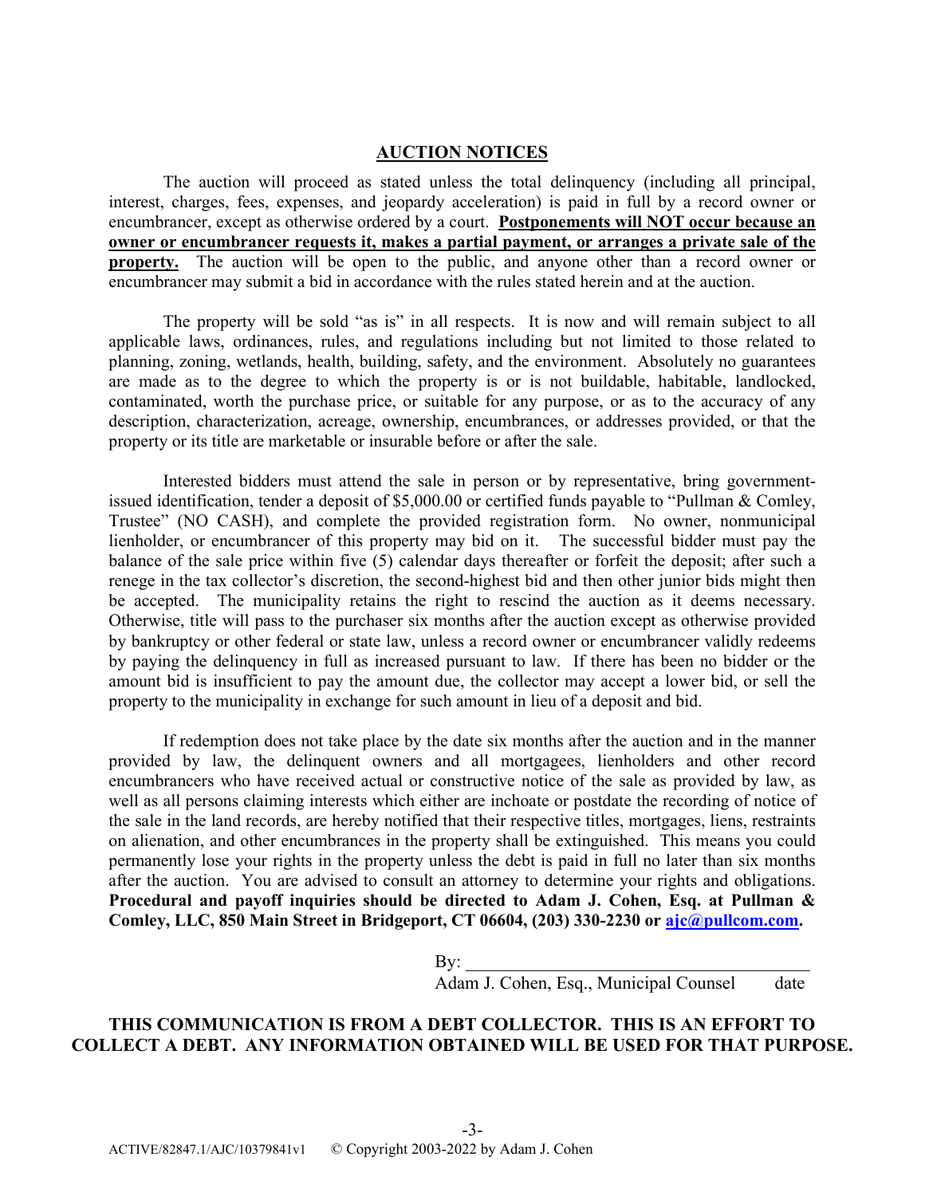## AUCTION NOTICES

The auction will proceed as stated unless the total delinquency (including all principal, interest, charges, fees, expenses, and jeopardy acceleration) is paid in full by a record owner or encumbrancer, except as otherwise ordered by a court. **Postponements will NOT occur because an owner or encumbrancer requests it, makes a partial payment, or arranges a private sale of the property.** The auction will be open to the public, and anyone other than a record owner or encumbrancer may submit a bid in accordance with the rules stated herein and at the auction.

The property will be sold "as is" in all respects. It is now and will remain subject to all applicable laws, ordinances, rules, and regulations including but not limited to those related to planning, zoning, wetlands, health, building, safety, and the environment. Absolutely no guarantees are made as to the degree to which the property is or is not buildable, habitable, landlocked, contaminated, worth the purchase price, or suitable for any purpose, or as to the accuracy of any description, characterization, acreage, ownership, encumbrances, or addresses provided, or that the property or its title are marketable or insurable before or after the sale.

Interested bidders must attend the sale in person or by representative, bring government-issued identification, tender a deposit of $5,000.00 or certified funds payable to "Pullman & Comley, Trustee" (NO CASH), and complete the provided registration form. No owner, nonmunicipal lienholder, or encumbrancer of this property may bid on it. The successful bidder must pay the balance of the sale price within five (5) calendar days thereafter or forfeit the deposit; after such a renege in the tax collector's discretion, the second-highest bid and then other junior bids might then be accepted. The municipality retains the right to rescind the auction as it deems necessary. Otherwise, title will pass to the purchaser six months after the auction except as otherwise provided by bankruptcy or other federal or state law, unless a record owner or encumbrancer validly redeems by paying the delinquency in full as increased pursuant to law. If there has been no bidder or the amount bid is insufficient to pay the amount due, the collector may accept a lower bid, or sell the property to the municipality in exchange for such amount in lieu of a deposit and bid.

If redemption does not take place by the date six months after the auction and in the manner provided by law, the delinquent owners and all mortgagees, lienholders and other record encumbrancers who have received actual or constructive notice of the sale as provided by law, as well as all persons claiming interests which either are inchoate or postdate the recording of notice of the sale in the land records, are hereby notified that their respective titles, mortgages, liens, restraints on alienation, and other encumbrances in the property shall be extinguished. This means you could permanently lose your rights in the property unless the debt is paid in full no later than six months after the auction. You are advised to consult an attorney to determine your rights and obligations. **Procedural and payoff inquiries should be directed to Adam J. Cohen, Esq. at Pullman & Comley, LLC, 850 Main Street in Bridgeport, CT 06604, (203) 330-2230 or ajc@pullcom.com.**

By: ______________________________________

Adam J. Cohen, Esq., Municipal Counsel        date

**THIS COMMUNICATION IS FROM A DEBT COLLECTOR. THIS IS AN EFFORT TO COLLECT A DEBT. ANY INFORMATION OBTAINED WILL BE USED FOR THAT PURPOSE.**

ACTIVE/82847.1/AJC/10379841v1    © Copyright 2003-2022 by Adam J. Cohen